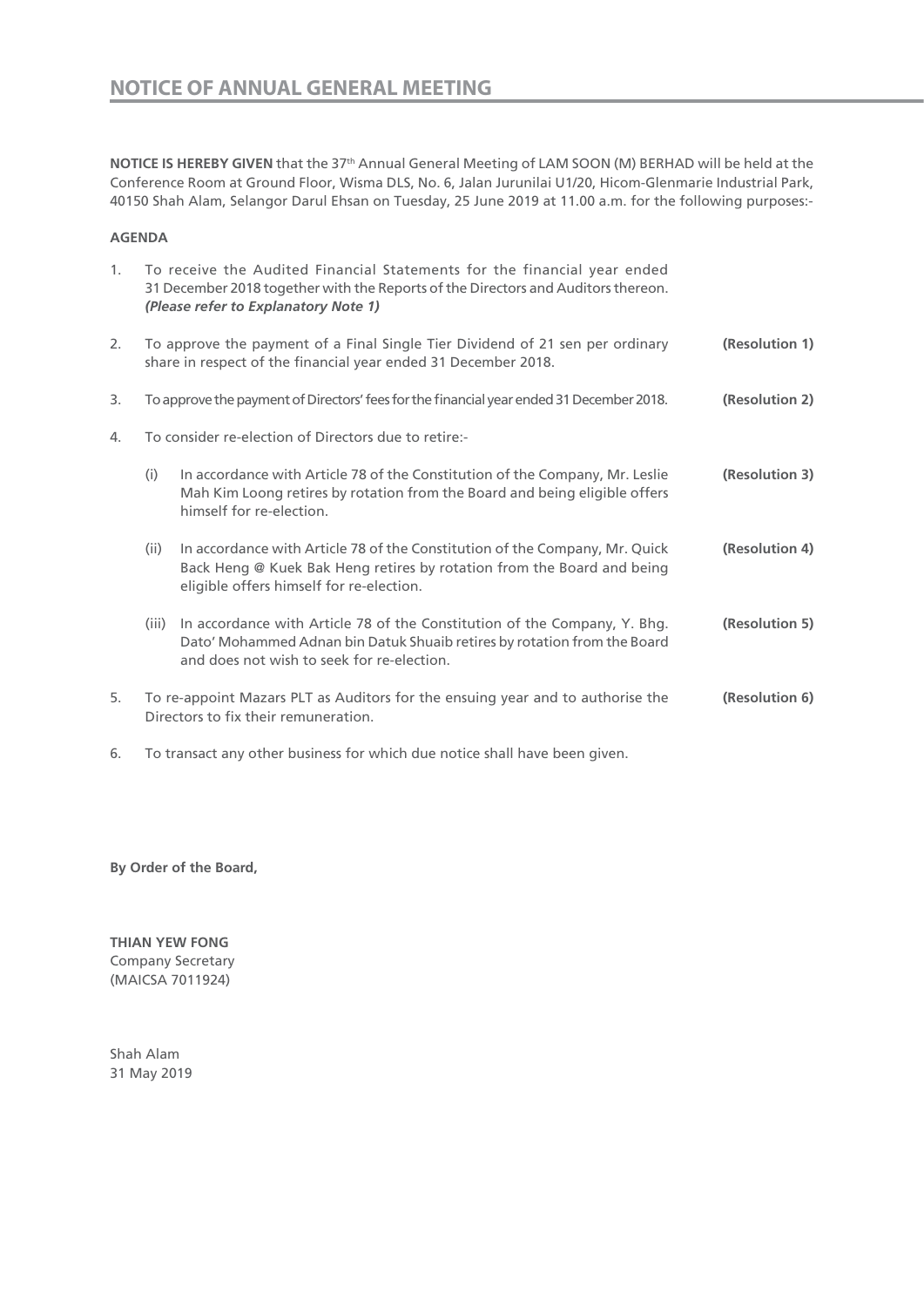# NOTICE OF ANNUAL GENERAL MEETING

**NOTICE IS HEREBY GIVEN** that the 37th Annual General Meeting of LAM SOON (M) BERHAD will be held at the Conference Room at Ground Floor, Wisma DLS, No. 6, Jalan Jurunilai U1/20, Hicom-Glenmarie Industrial Park, 40150 Shah Alam, Selangor Darul Ehsan on Tuesday, 25 June 2019 at 11.00 a.m. for the following purposes:-

**AGENDA**

1. To receive the Audited Financial Statements for the financial year ended 31 December 2018 together with the Reports of the Directors and Auditors thereon. ***(Please refer to Explanatory Note 1)***

2. To approve the payment of a Final Single Tier Dividend of 21 sen per ordinary share in respect of the financial year ended 31 December 2018. **(Resolution 1)**

3. To approve the payment of Directors' fees for the financial year ended 31 December 2018. **(Resolution 2)**

4. To consider re-election of Directors due to retire:-

   (i) In accordance with Article 78 of the Constitution of the Company, Mr. Leslie Mah Kim Loong retires by rotation from the Board and being eligible offers himself for re-election. **(Resolution 3)**

   (ii) In accordance with Article 78 of the Constitution of the Company, Mr. Quick Back Heng @ Kuek Bak Heng retires by rotation from the Board and being eligible offers himself for re-election. **(Resolution 4)**

   (iii) In accordance with Article 78 of the Constitution of the Company, Y. Bhg. Dato' Mohammed Adnan bin Datuk Shuaib retires by rotation from the Board and does not wish to seek for re-election. **(Resolution 5)**

5. To re-appoint Mazars PLT as Auditors for the ensuing year and to authorise the Directors to fix their remuneration. **(Resolution 6)**

6. To transact any other business for which due notice shall have been given.

**By Order of the Board,**

**THIAN YEW FONG**
Company Secretary
(MAICSA 7011924)

Shah Alam
31 May 2019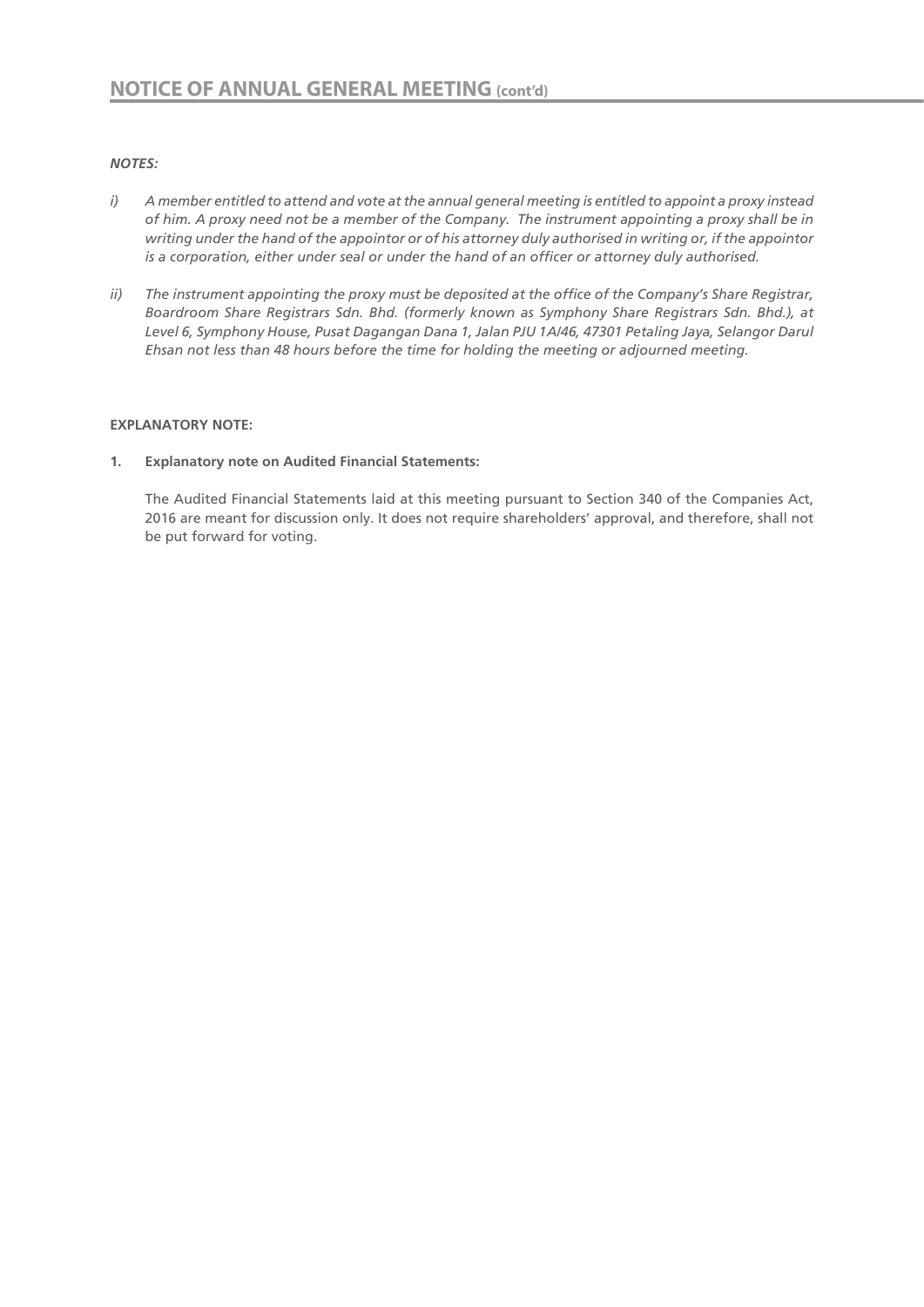# NOTICE OF ANNUAL GENERAL MEETING (cont'd)

***NOTES:***

*i) A member entitled to attend and vote at the annual general meeting is entitled to appoint a proxy instead of him. A proxy need not be a member of the Company. The instrument appointing a proxy shall be in writing under the hand of the appointor or of his attorney duly authorised in writing or, if the appointor is a corporation, either under seal or under the hand of an officer or attorney duly authorised.*

*ii) The instrument appointing the proxy must be deposited at the office of the Company's Share Registrar, Boardroom Share Registrars Sdn. Bhd. (formerly known as Symphony Share Registrars Sdn. Bhd.), at Level 6, Symphony House, Pusat Dagangan Dana 1, Jalan PJU 1A/46, 47301 Petaling Jaya, Selangor Darul Ehsan not less than 48 hours before the time for holding the meeting or adjourned meeting.*

**EXPLANATORY NOTE:**

**1. Explanatory note on Audited Financial Statements:**

The Audited Financial Statements laid at this meeting pursuant to Section 340 of the Companies Act, 2016 are meant for discussion only. It does not require shareholders' approval, and therefore, shall not be put forward for voting.